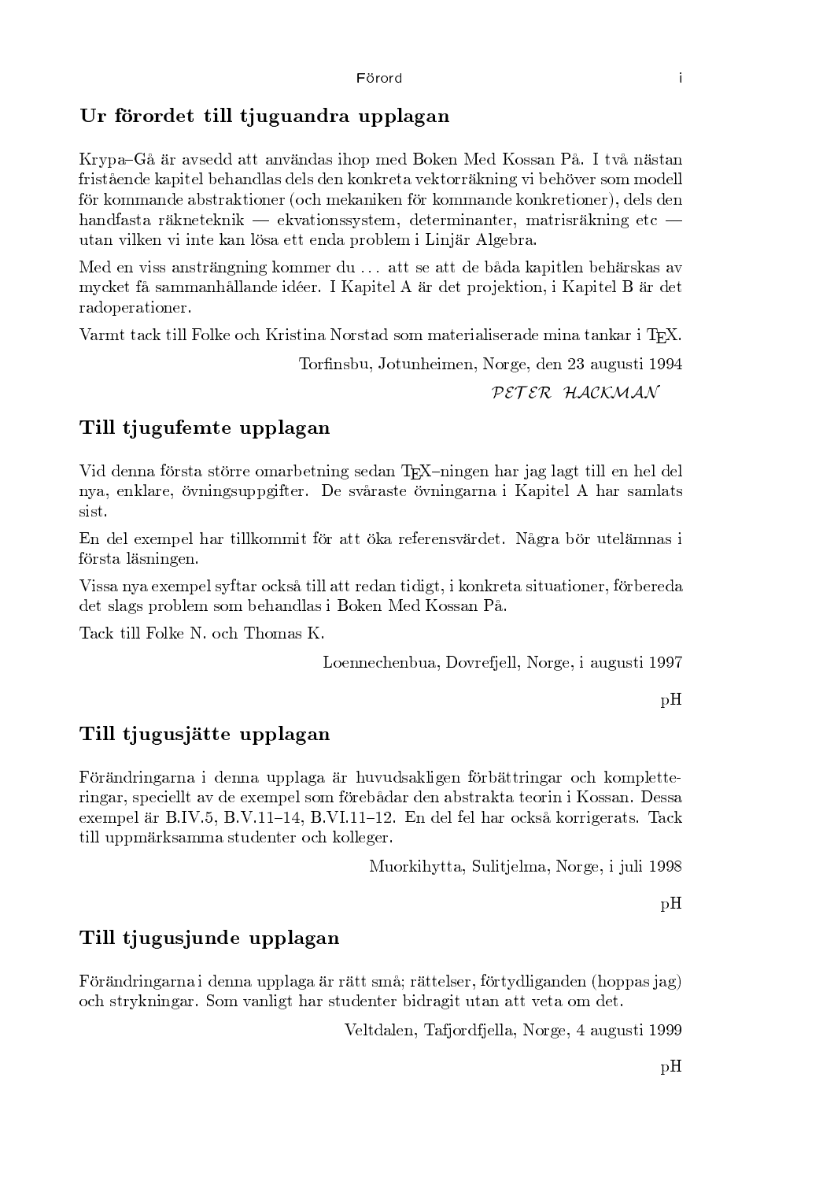## Ur förordet till tjuguandra upplagan

Krypa–Gå är avsedd att användas ihop med Boken Med Kossan På. I två nästan fristående kapitel behandlas dels den konkreta vektorräkning vi behöver som modell för kommande abstraktioner (och mekaniken för kommande konkretioner), dels den handfasta räkneteknik — ekvationssystem, determinanter, matrisräkning etc — utan vilken vi inte kan lösa ett enda problem i Linjär Algebra.

Med en viss ansträngning kommer du ... att se att de båda kapitlen behärskas av mycket få sammanhållande idéer. I Kapitel A är det projektion, i Kapitel B är det radoperationer.

Varmt tack till Folke och Kristina Norstad som materialiserade mina tankar i TEX.

Torfinsbu, Jotunheimen, Norge, den 23 augusti 1994

*PETER HACKMAN*

## Till tjugufemte upplagan

Vid denna första större omarbetning sedan TEX–ningen har jag lagt till en hel del nya, enklare, övningsuppgifter. De svåraste övningarna i Kapitel A har samlats sist.

En del exempel har tillkommit för att öka referensvärdet. Några bör utelämnas i första läsningen.

Vissa nya exempel syftar också till att redan tidigt, i konkreta situationer, förbereda det slags problem som behandlas i Boken Med Kossan På.

Tack till Folke N. och Thomas K.

Loennechenbua, Dovrefjell, Norge, i augusti 1997

pH

## Till tjugusjätte upplagan

Förändringarna i denna upplaga är huvudsakligen förbättringar och kompletteringar, speciellt av de exempel som förebådar den abstrakta teorin i Kossan. Dessa exempel är B.IV.5, B.V.11–14, B.VI.11–12. En del fel har också korrigerats. Tack till uppmärksamma studenter och kolleger.

Muorkihytta, Sulitjelma, Norge, i juli 1998

pH

## Till tjugusjunde upplagan

Förändringarna i denna upplaga är rätt små; rättelser, förtydliganden (hoppas jag) och strykningar. Som vanligt har studenter bidragit utan att veta om det.

Veltdalen, Tafjordfjella, Norge, 4 augusti 1999

pH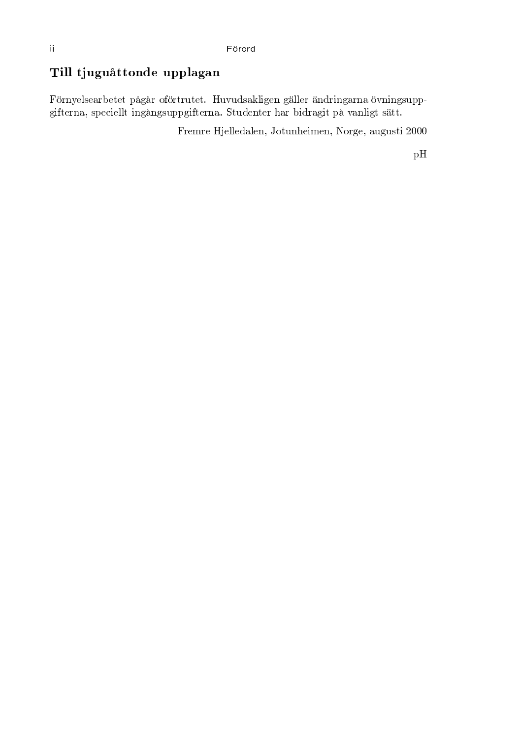## Till tjuguåttonde upplagan

Förnyelsearbetet pågår oförtrutet. Huvudsakligen gäller ändringarna övningsuppgifterna, speciellt ingångsuppgifterna. Studenter har bidragit på vanligt sätt.

Fremre Hjelledalen, Jotunheimen, Norge, augusti 2000

pH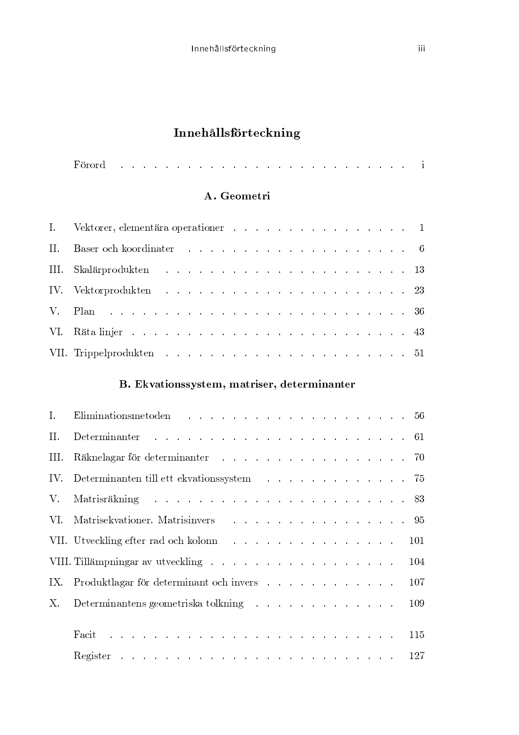# Innehållsförteckning

Förord . . . . . . . . . . . . . . . . . . . . . . . . . . . i

## A. Geometri

I. Vektorer, elementära operationer . . . . . . . . . . . . . . . . . 1

II. Baser och koordinater . . . . . . . . . . . . . . . . . . . . 6

III. Skalärprodukten . . . . . . . . . . . . . . . . . . . . . . 13

IV. Vektorprodukten . . . . . . . . . . . . . . . . . . . . . . 23

V. Plan . . . . . . . . . . . . . . . . . . . . . . . . . . . 36

VI. Räta linjer . . . . . . . . . . . . . . . . . . . . . . . . 43

VII. Trippelprodukten . . . . . . . . . . . . . . . . . . . . . 51

## B. Ekvationssystem, matriser, determinanter

I. Eliminationsmetoden . . . . . . . . . . . . . . . . . . . . 56

II. Determinanter . . . . . . . . . . . . . . . . . . . . . . . 61

III. Räknelagar för determinanter . . . . . . . . . . . . . . . . 70

IV. Determinanten till ett ekvationssystem . . . . . . . . . . . . 75

V. Matrisräkning . . . . . . . . . . . . . . . . . . . . . . . 83

VI. Matrisekvationer. Matrisinvers . . . . . . . . . . . . . . . 95

VII. Utveckling efter rad och kolonn . . . . . . . . . . . . . . . 101

VIII. Tillämpningar av utveckling . . . . . . . . . . . . . . . . 104

IX. Produktlagar för determinant och invers . . . . . . . . . . . . 107

X. Determinantens geometriska tolkning . . . . . . . . . . . . . 109

Facit . . . . . . . . . . . . . . . . . . . . . . . . . . . 115

Register . . . . . . . . . . . . . . . . . . . . . . . . . . 127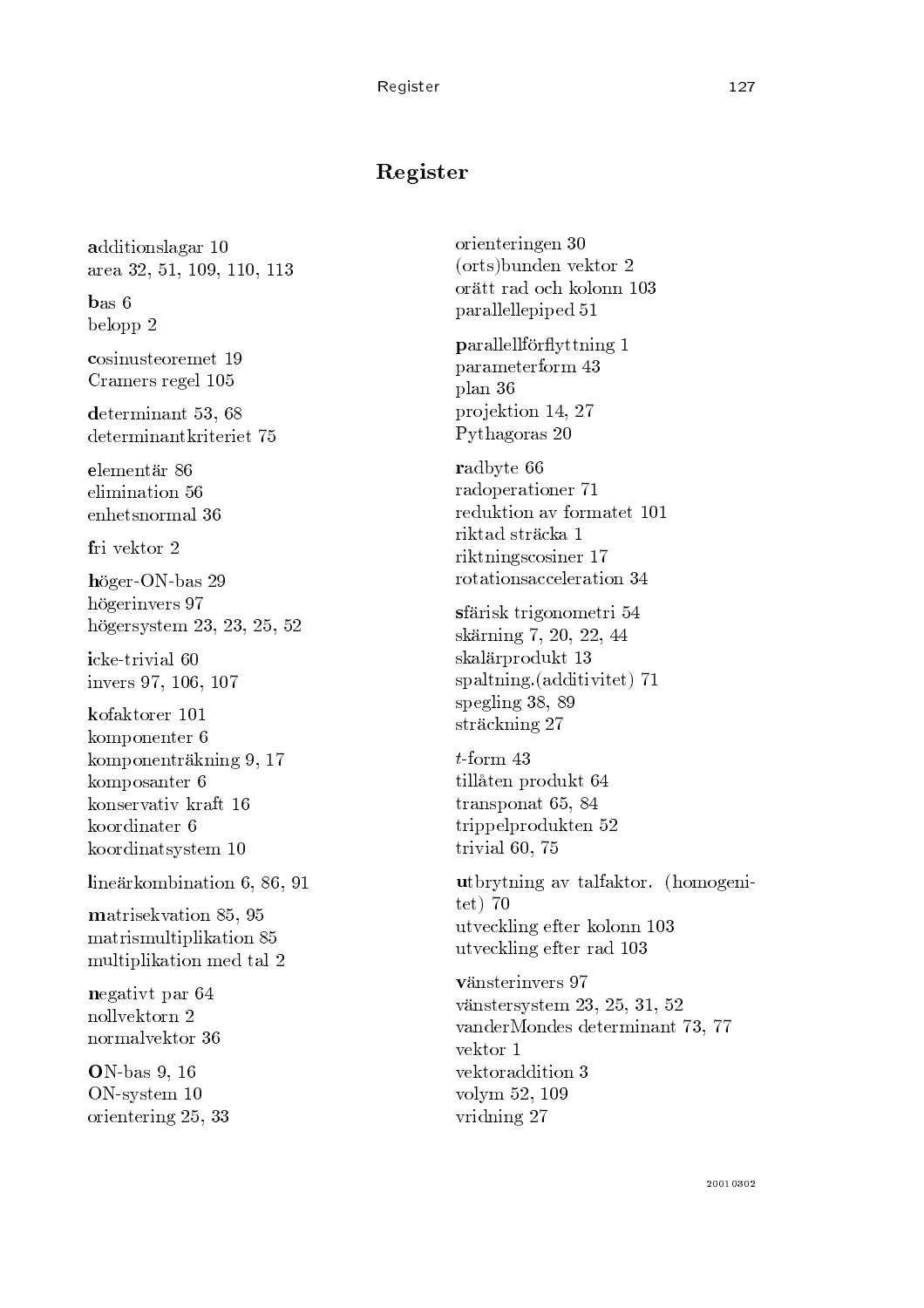# Register

**a**dditionslagar 10
area 32, 51, 109, 110, 113

**b**as 6
belopp 2

**c**osinusteoremet 19
Cramers regel 105

**d**eterminant 53, 68
determinantkriteriet 75

**e**lementär 86
elimination 56
enhetsnormal 36

**f**ri vektor 2

**h**öger-ON-bas 29
högerinvers 97
högersystem 23, 23, 25, 52

**i**cke-trivial 60
invers 97, 106, 107

**k**ofaktorer 101
komponenter 6
komponenträkning 9, 17
komposanter 6
konservativ kraft 16
koordinater 6
koordinatsystem 10

**l**ineärkombination 6, 86, 91

**m**atrisekvation 85, 95
matrismultiplikation 85
multiplikation med tal 2

**n**egativt par 64
nollvektorn 2
normalvektor 36

**O**N-bas 9, 16
ON-system 10
orientering 25, 33
orienteringen 30
(orts)bunden vektor 2
orätt rad och kolonn 103
parallellepiped 51

**p**arallellförflyttning 1
parameterform 43
plan 36
projektion 14, 27
Pythagoras 20

**r**adbyte 66
radoperationer 71
reduktion av formatet 101
riktad sträcka 1
riktningscosiner 17
rotationsacceleration 34

**s**färisk trigonometri 54
skärning 7, 20, 22, 44
skalärprodukt 13
spaltning.(additivitet) 71
spegling 38, 89
sträckning 27

*t*-form 43
tillåten produkt 64
transponat 65, 84
trippelprodukten 52
trivial 60, 75

**u**tbrytning av talfaktor. (homogenitet) 70
utveckling efter kolonn 103
utveckling efter rad 103

**v**änsterinvers 97
vänstersystem 23, 25, 31, 52
vanderMondes determinant 73, 77
vektor 1
vektoraddition 3
volym 52, 109
vridning 27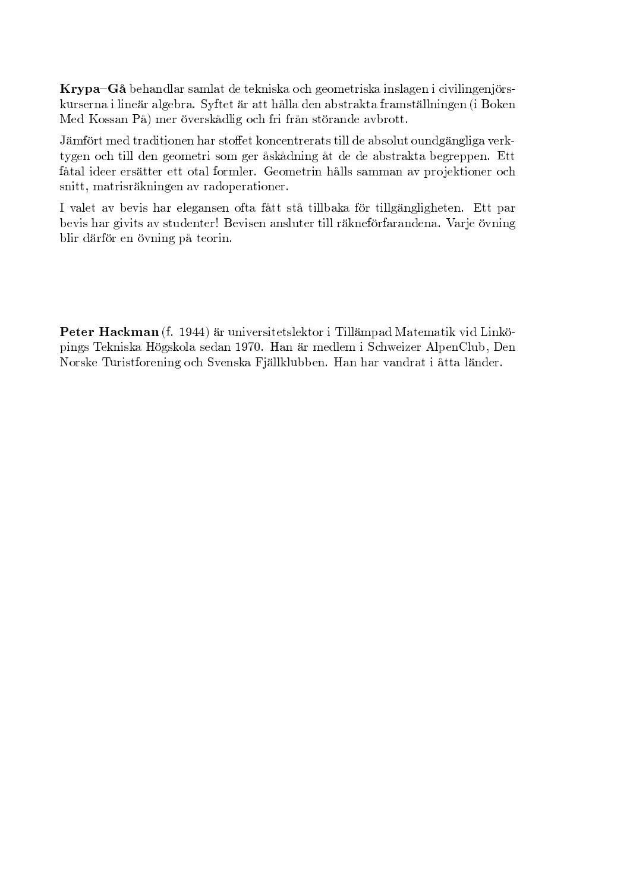**Krypa–Gå** behandlar samlat de tekniska och geometriska inslagen i civilingenjörskurserna i lineär algebra. Syftet är att hålla den abstrakta framställningen (i Boken Med Kossan På) mer överskådlig och fri från störande avbrott.

Jämfört med traditionen har stoffet koncentrerats till de absolut oundgängliga verktygen och till den geometri som ger åskådning åt de de abstrakta begreppen. Ett fåtal ideer ersätter ett otal formler. Geometrin hålls samman av projektioner och snitt, matrisräkningen av radoperationer.

I valet av bevis har elegansen ofta fått stå tillbaka för tillgängligheten. Ett par bevis har givits av studenter! Bevisen ansluter till räkneförfarandena. Varje övning blir därför en övning på teorin.

**Peter Hackman** (f. 1944) är universitetslektor i Tillämpad Matematik vid Linköpings Tekniska Högskola sedan 1970. Han är medlem i Schweizer AlpenClub, Den Norske Turistforening och Svenska Fjällklubben. Han har vandrat i åtta länder.